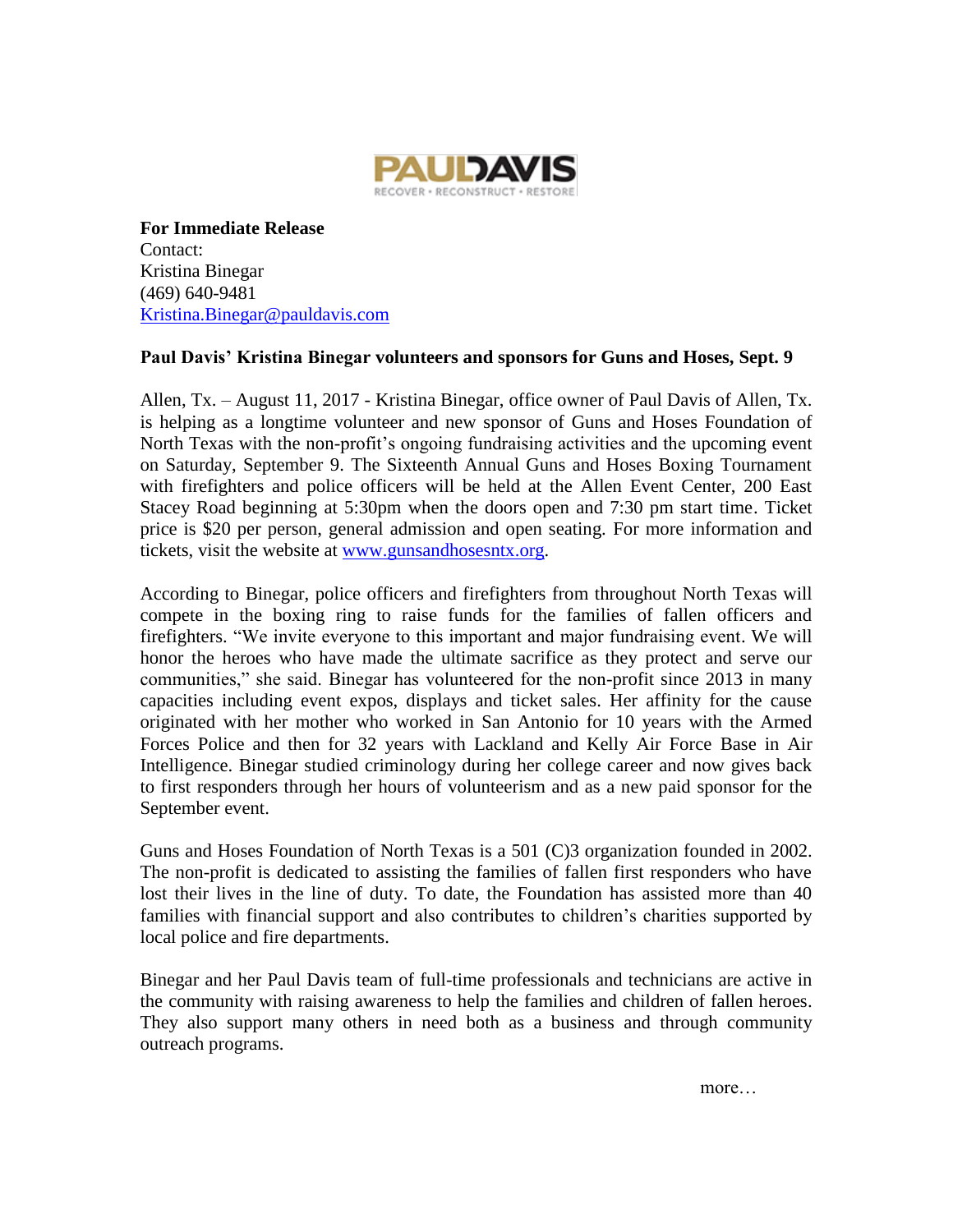PAULDAVIS
RECOVER • RECONSTRUCT • RESTORE

**For Immediate Release**
Contact:
Kristina Binegar
(469) 640-9481
Kristina.Binegar@pauldavis.com

**Paul Davis' Kristina Binegar volunteers and sponsors for Guns and Hoses, Sept. 9**

Allen, Tx. – August 11, 2017 - Kristina Binegar, office owner of Paul Davis of Allen, Tx. is helping as a longtime volunteer and new sponsor of Guns and Hoses Foundation of North Texas with the non-profit's ongoing fundraising activities and the upcoming event on Saturday, September 9. The Sixteenth Annual Guns and Hoses Boxing Tournament with firefighters and police officers will be held at the Allen Event Center, 200 East Stacey Road beginning at 5:30pm when the doors open and 7:30 pm start time. Ticket price is $20 per person, general admission and open seating. For more information and tickets, visit the website at www.gunsandhosesntx.org.

According to Binegar, police officers and firefighters from throughout North Texas will compete in the boxing ring to raise funds for the families of fallen officers and firefighters. "We invite everyone to this important and major fundraising event. We will honor the heroes who have made the ultimate sacrifice as they protect and serve our communities," she said. Binegar has volunteered for the non-profit since 2013 in many capacities including event expos, displays and ticket sales. Her affinity for the cause originated with her mother who worked in San Antonio for 10 years with the Armed Forces Police and then for 32 years with Lackland and Kelly Air Force Base in Air Intelligence. Binegar studied criminology during her college career and now gives back to first responders through her hours of volunteerism and as a new paid sponsor for the September event.

Guns and Hoses Foundation of North Texas is a 501 (C)3 organization founded in 2002. The non-profit is dedicated to assisting the families of fallen first responders who have lost their lives in the line of duty. To date, the Foundation has assisted more than 40 families with financial support and also contributes to children's charities supported by local police and fire departments.

Binegar and her Paul Davis team of full-time professionals and technicians are active in the community with raising awareness to help the families and children of fallen heroes. They also support many others in need both as a business and through community outreach programs.

more…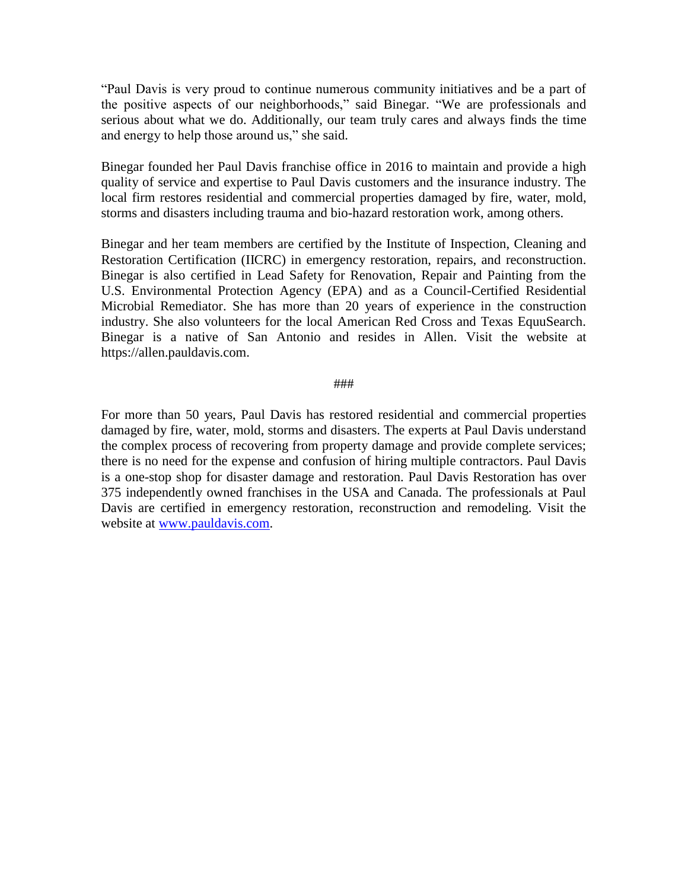"Paul Davis is very proud to continue numerous community initiatives and be a part of the positive aspects of our neighborhoods," said Binegar. "We are professionals and serious about what we do. Additionally, our team truly cares and always finds the time and energy to help those around us," she said.

Binegar founded her Paul Davis franchise office in 2016 to maintain and provide a high quality of service and expertise to Paul Davis customers and the insurance industry. The local firm restores residential and commercial properties damaged by fire, water, mold, storms and disasters including trauma and bio-hazard restoration work, among others.

Binegar and her team members are certified by the Institute of Inspection, Cleaning and Restoration Certification (IICRC) in emergency restoration, repairs, and reconstruction. Binegar is also certified in Lead Safety for Renovation, Repair and Painting from the U.S. Environmental Protection Agency (EPA) and as a Council-Certified Residential Microbial Remediator. She has more than 20 years of experience in the construction industry. She also volunteers for the local American Red Cross and Texas EquuSearch. Binegar is a native of San Antonio and resides in Allen. Visit the website at https://allen.pauldavis.com.

###

For more than 50 years, Paul Davis has restored residential and commercial properties damaged by fire, water, mold, storms and disasters. The experts at Paul Davis understand the complex process of recovering from property damage and provide complete services; there is no need for the expense and confusion of hiring multiple contractors. Paul Davis is a one-stop shop for disaster damage and restoration. Paul Davis Restoration has over 375 independently owned franchises in the USA and Canada. The professionals at Paul Davis are certified in emergency restoration, reconstruction and remodeling. Visit the website at [www.pauldavis.com](http://www.pauldavis.com).